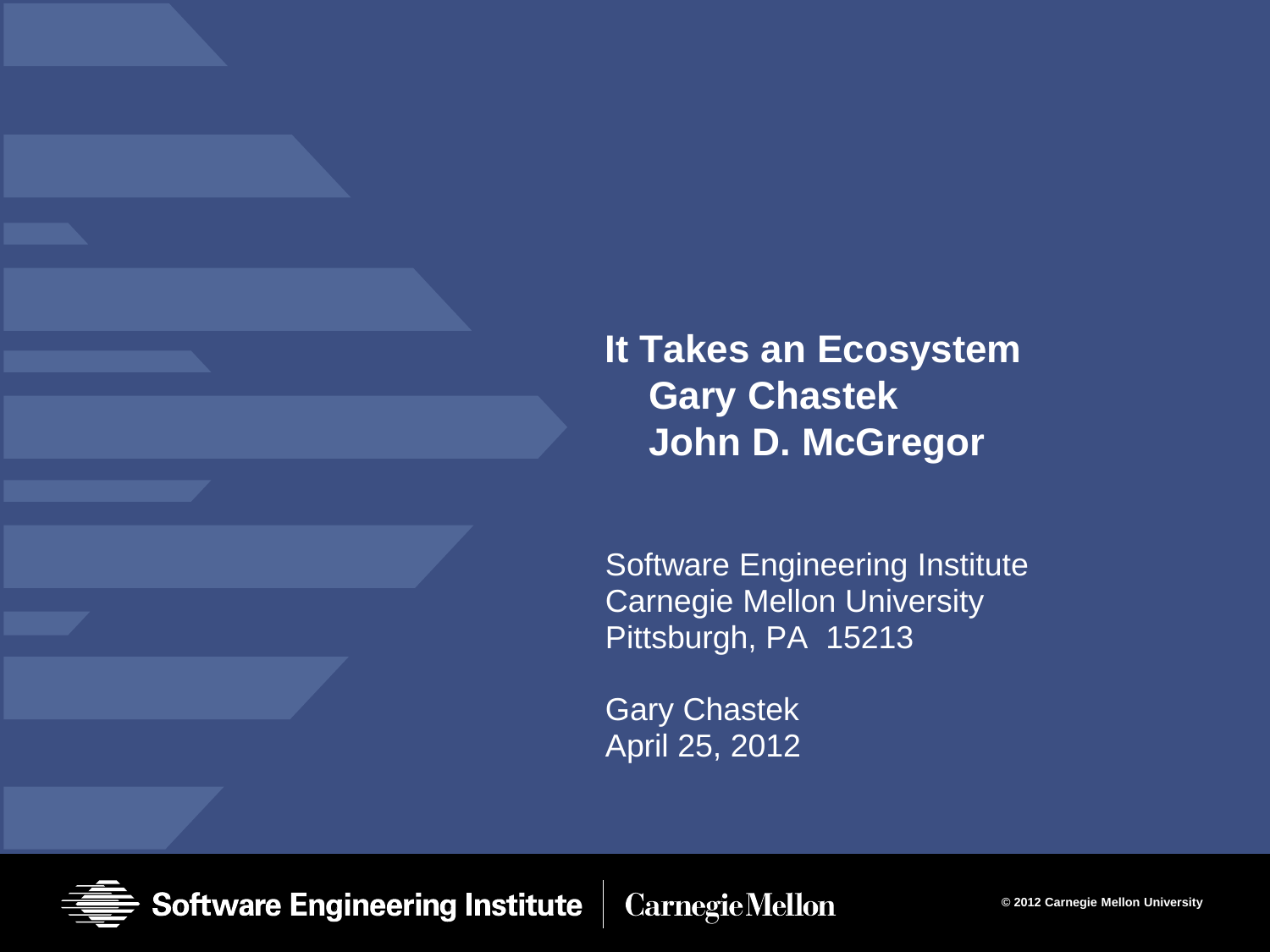# It Takes an Ecosystem

**Gary Chastek**

**John D. McGregor**

Software Engineering Institute
Carnegie Mellon University
Pittsburgh, PA 15213

Gary Chastek
April 25, 2012

Software Engineering Institute | Carnegie Mellon

© 2012 Carnegie Mellon University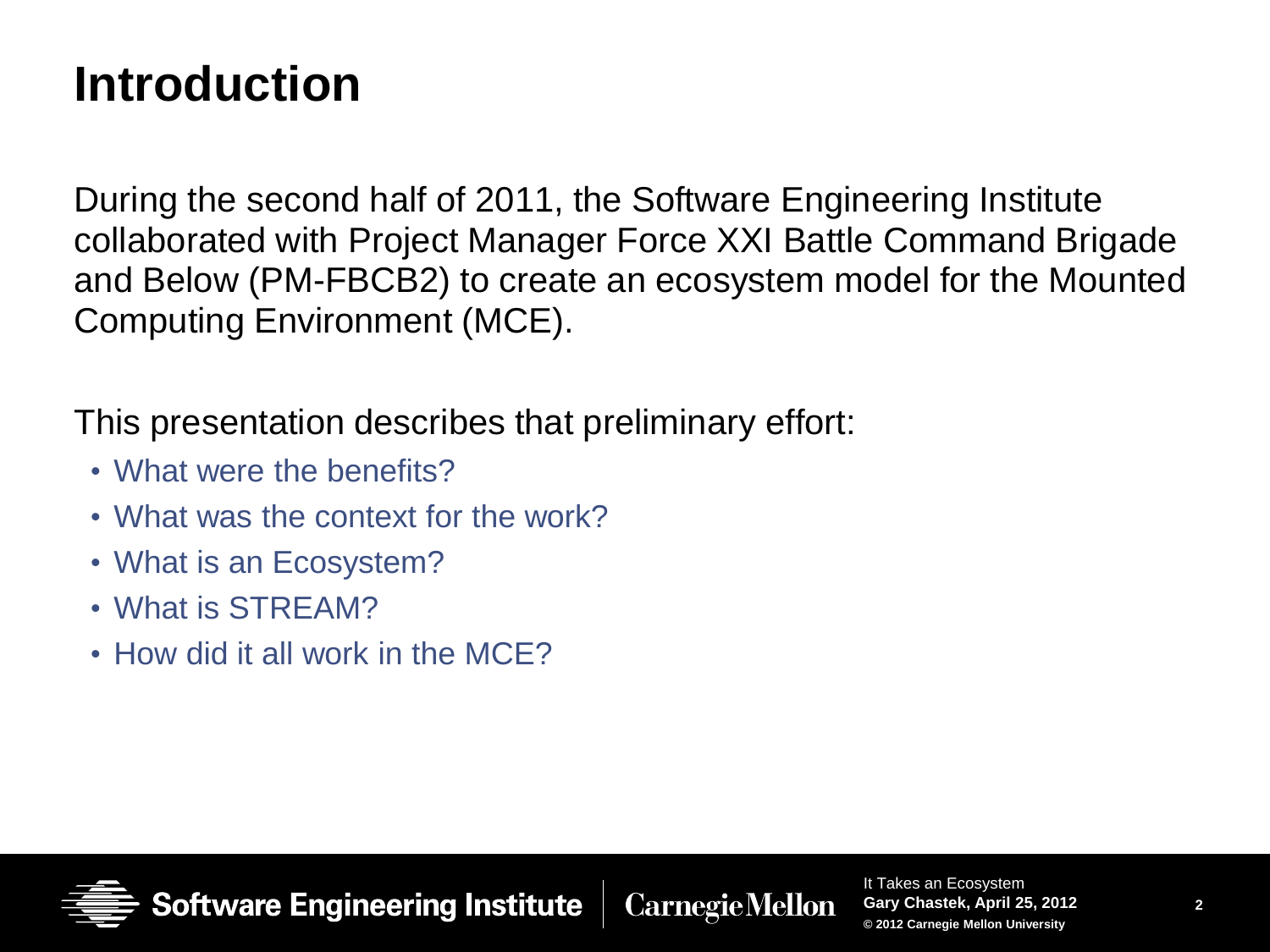# Introduction

During the second half of 2011, the Software Engineering Institute collaborated with Project Manager Force XXI Battle Command Brigade and Below (PM-FBCB2) to create an ecosystem model for the Mounted Computing Environment (MCE).

This presentation describes that preliminary effort:

- What were the benefits?
- What was the context for the work?
- What is an Ecosystem?
- What is STREAM?
- How did it all work in the MCE?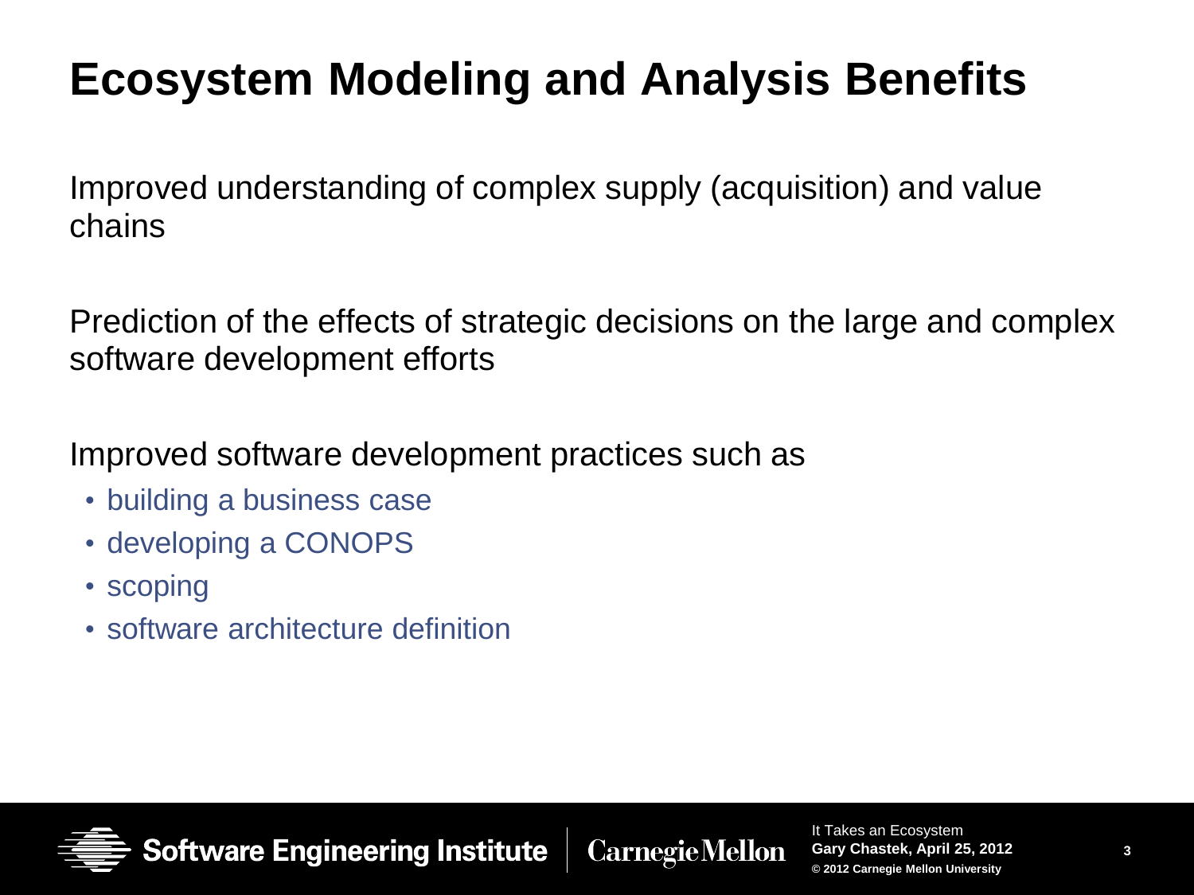# Ecosystem Modeling and Analysis Benefits

Improved understanding of complex supply (acquisition) and value chains

Prediction of the effects of strategic decisions on the large and complex software development efforts

Improved software development practices such as

- building a business case
- developing a CONOPS
- scoping
- software architecture definition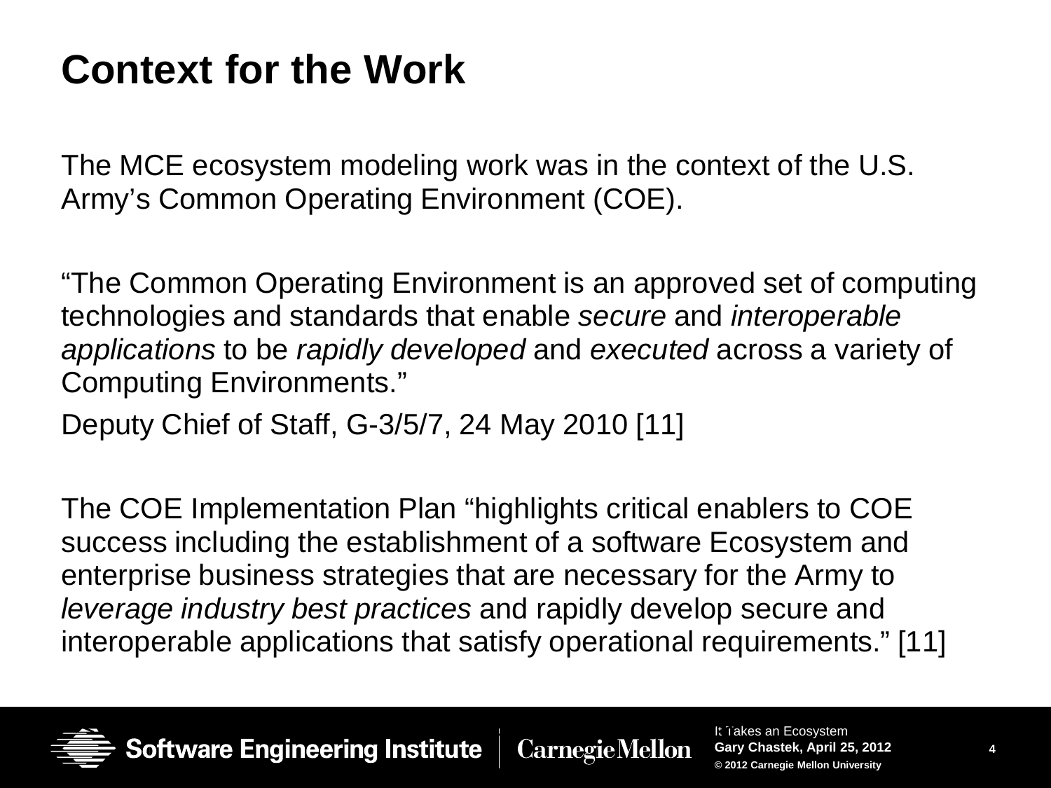# Context for the Work

The MCE ecosystem modeling work was in the context of the U.S. Army's Common Operating Environment (COE).

"The Common Operating Environment is an approved set of computing technologies and standards that enable *secure* and *interoperable applications* to be *rapidly developed* and *executed* across a variety of Computing Environments."

Deputy Chief of Staff, G-3/5/7, 24 May 2010 [11]

The COE Implementation Plan "highlights critical enablers to COE success including the establishment of a software Ecosystem and enterprise business strategies that are necessary for the Army to *leverage industry best practices* and rapidly develop secure and interoperable applications that satisfy operational requirements." [11]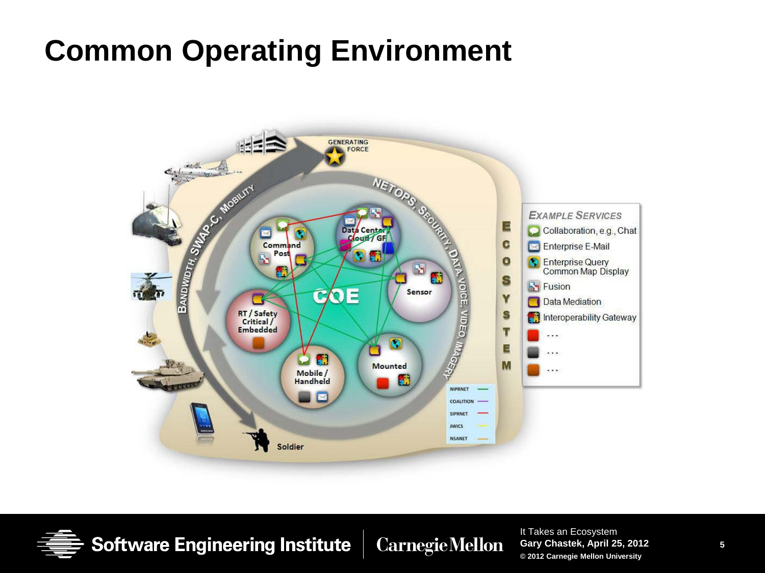# Common Operating Environment

GENERATING FORCE

NETOPS, SECURITY, DATA, VOICE, VIDEO, IMAGERY

BANDWIDTH, SWAP-C, MOBILITY

COE

Command Post

Data Center / Cloud / GF

Sensor

Mounted

Mobile / Handheld

RT / Safety Critical / Embedded

Soldier

NIPRNET
COALITION
SIPRNET
JWICS
NSANET

E C O S Y S T E M

**EXAMPLE SERVICES**

- Collaboration, e.g., Chat
- Enterprise E-Mail
- Enterprise Query Common Map Display
- Fusion
- Data Mediation
- Interoperability Gateway
- ...
- ...
- ...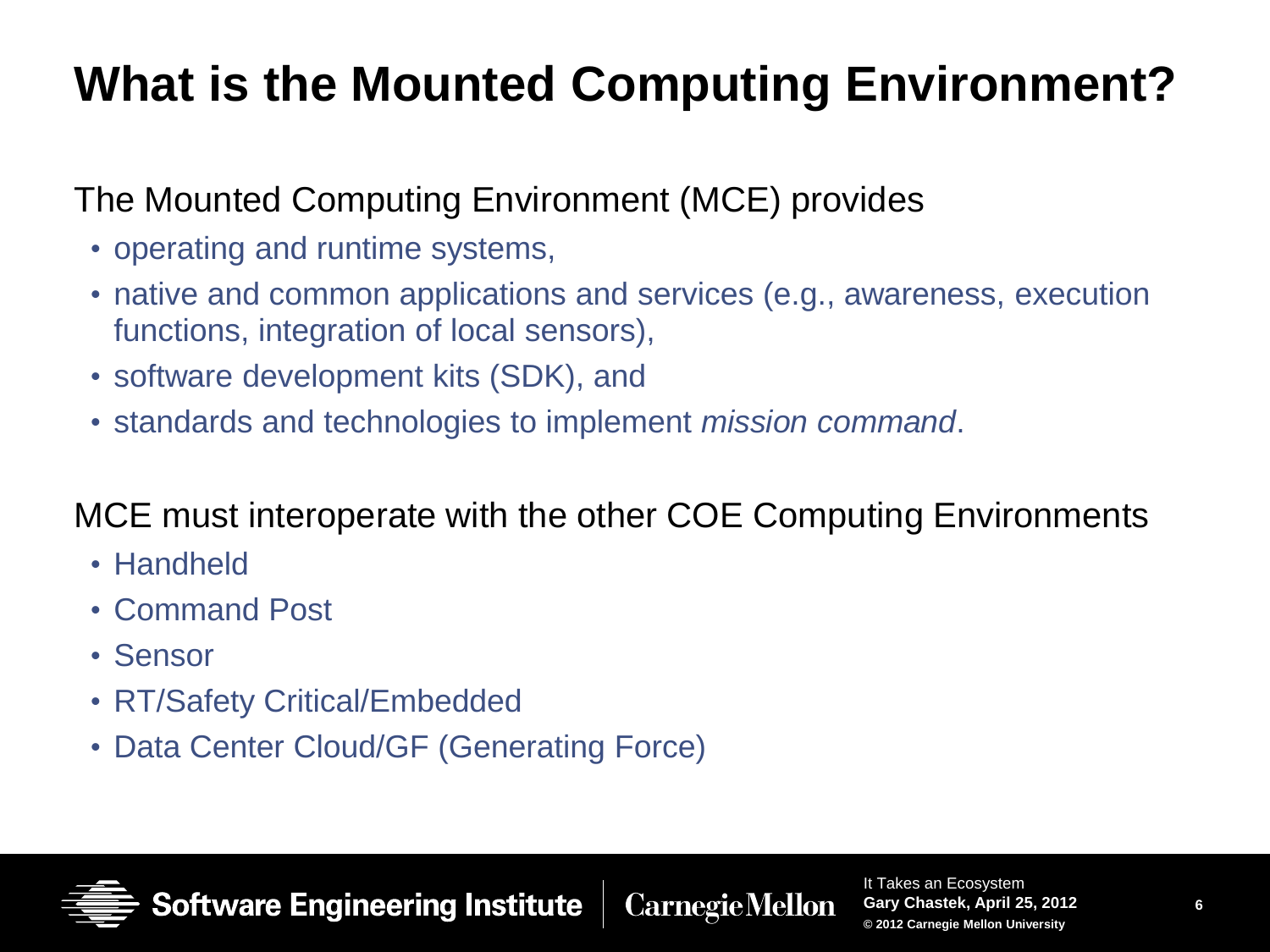# What is the Mounted Computing Environment?

The Mounted Computing Environment (MCE) provides

- operating and runtime systems,
- native and common applications and services (e.g., awareness, execution functions, integration of local sensors),
- software development kits (SDK), and
- standards and technologies to implement *mission command*.

MCE must interoperate with the other COE Computing Environments

- Handheld
- Command Post
- Sensor
- RT/Safety Critical/Embedded
- Data Center Cloud/GF (Generating Force)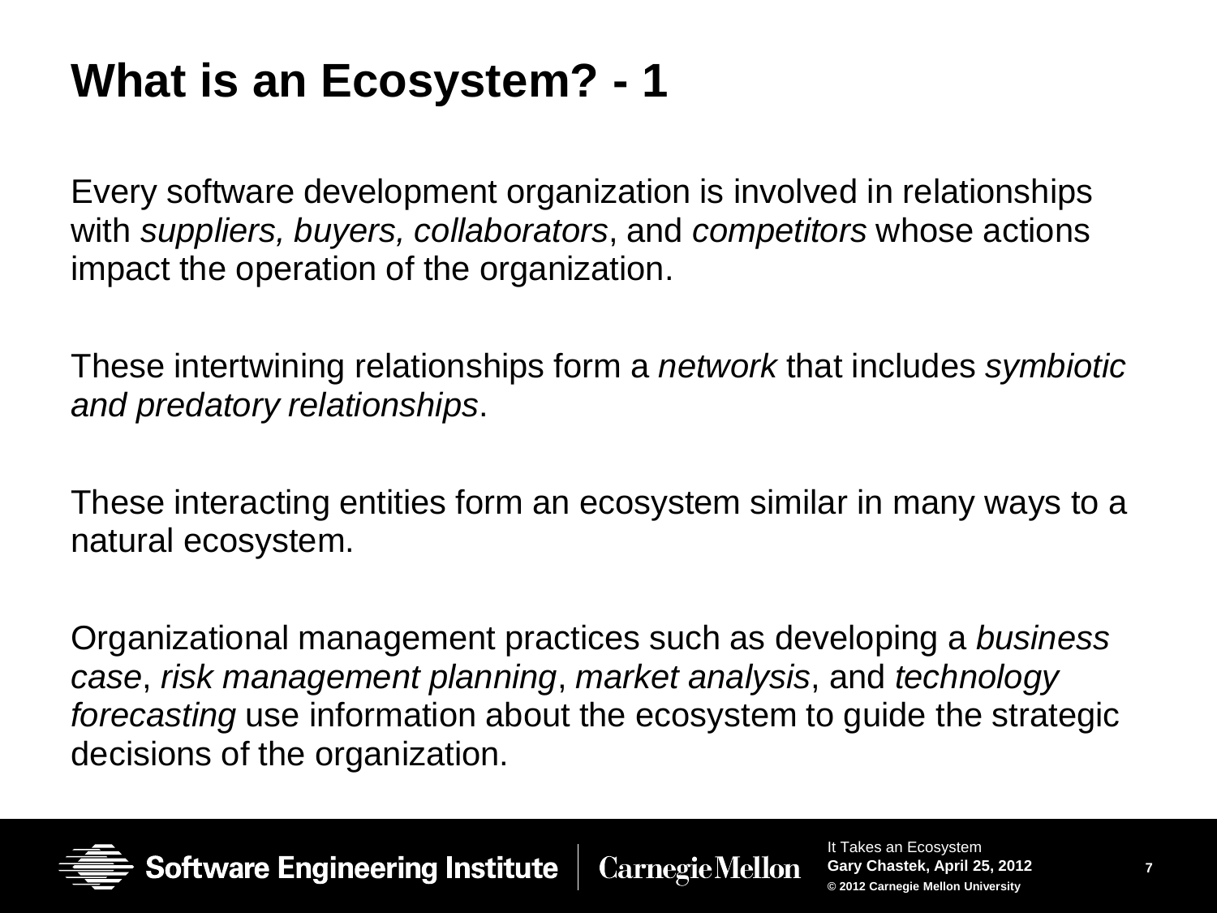# What is an Ecosystem? - 1

Every software development organization is involved in relationships with *suppliers, buyers, collaborators*, and *competitors* whose actions impact the operation of the organization.

These intertwining relationships form a *network* that includes *symbiotic and predatory relationships*.

These interacting entities form an ecosystem similar in many ways to a natural ecosystem.

Organizational management practices such as developing a *business case*, *risk management planning*, *market analysis*, and *technology forecasting* use information about the ecosystem to guide the strategic decisions of the organization.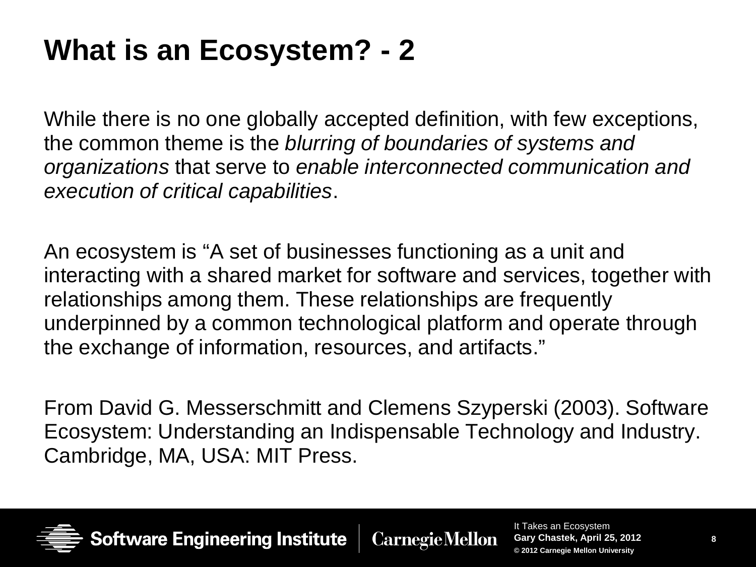# What is an Ecosystem? - 2

While there is no one globally accepted definition, with few exceptions, the common theme is the *blurring of boundaries of systems and organizations* that serve to *enable interconnected communication and execution of critical capabilities*.

An ecosystem is “A set of businesses functioning as a unit and interacting with a shared market for software and services, together with relationships among them. These relationships are frequently underpinned by a common technological platform and operate through the exchange of information, resources, and artifacts.”

From David G. Messerschmitt and Clemens Szyperski (2003). Software Ecosystem: Understanding an Indispensable Technology and Industry. Cambridge, MA, USA: MIT Press.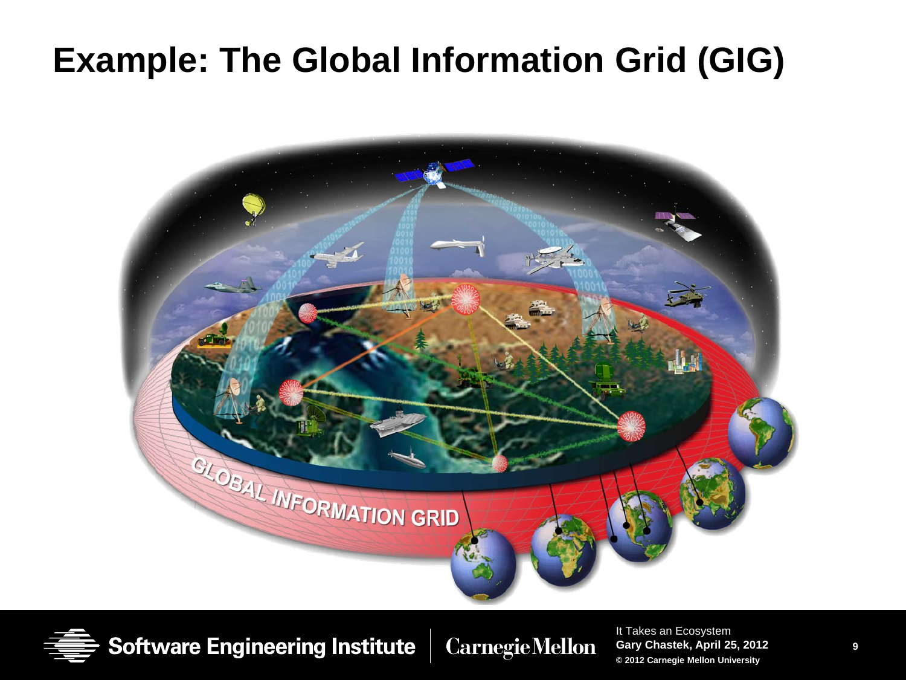# Example: The Global Information Grid (GIG)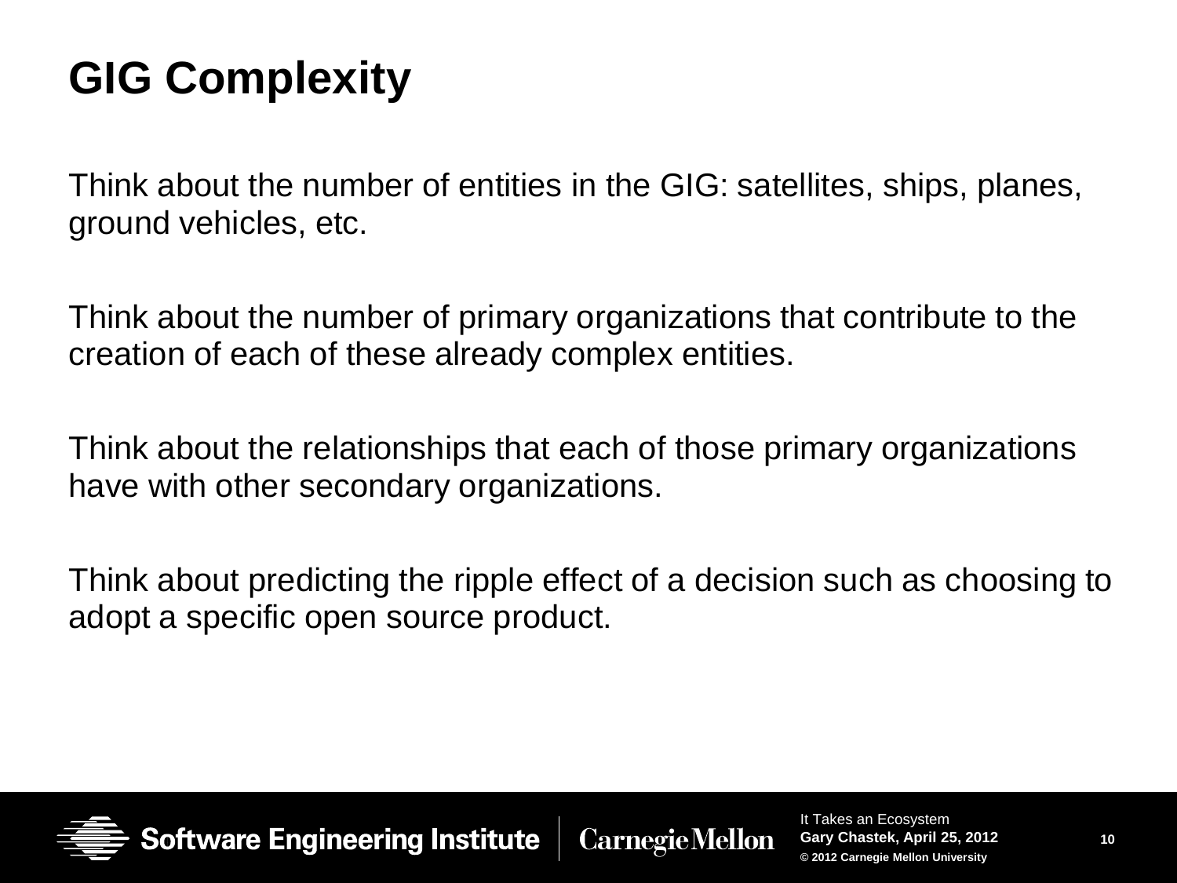# GIG Complexity

Think about the number of entities in the GIG: satellites, ships, planes, ground vehicles, etc.

Think about the number of primary organizations that contribute to the creation of each of these already complex entities.

Think about the relationships that each of those primary organizations have with other secondary organizations.

Think about predicting the ripple effect of a decision such as choosing to adopt a specific open source product.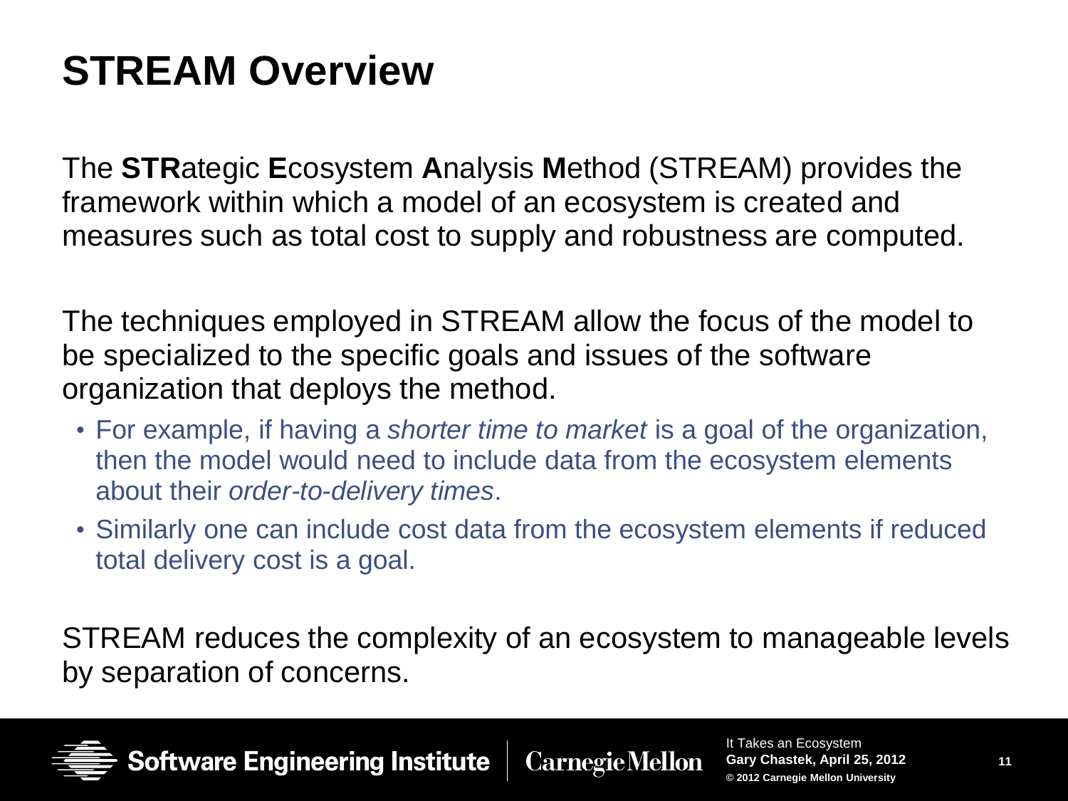# STREAM Overview

The **STR**ategic **E**cosystem **A**nalysis **M**ethod (STREAM) provides the framework within which a model of an ecosystem is created and measures such as total cost to supply and robustness are computed.

The techniques employed in STREAM allow the focus of the model to be specialized to the specific goals and issues of the software organization that deploys the method.

- For example, if having a *shorter time to market* is a goal of the organization, then the model would need to include data from the ecosystem elements about their *order-to-delivery times*.
- Similarly one can include cost data from the ecosystem elements if reduced total delivery cost is a goal.

STREAM reduces the complexity of an ecosystem to manageable levels by separation of concerns.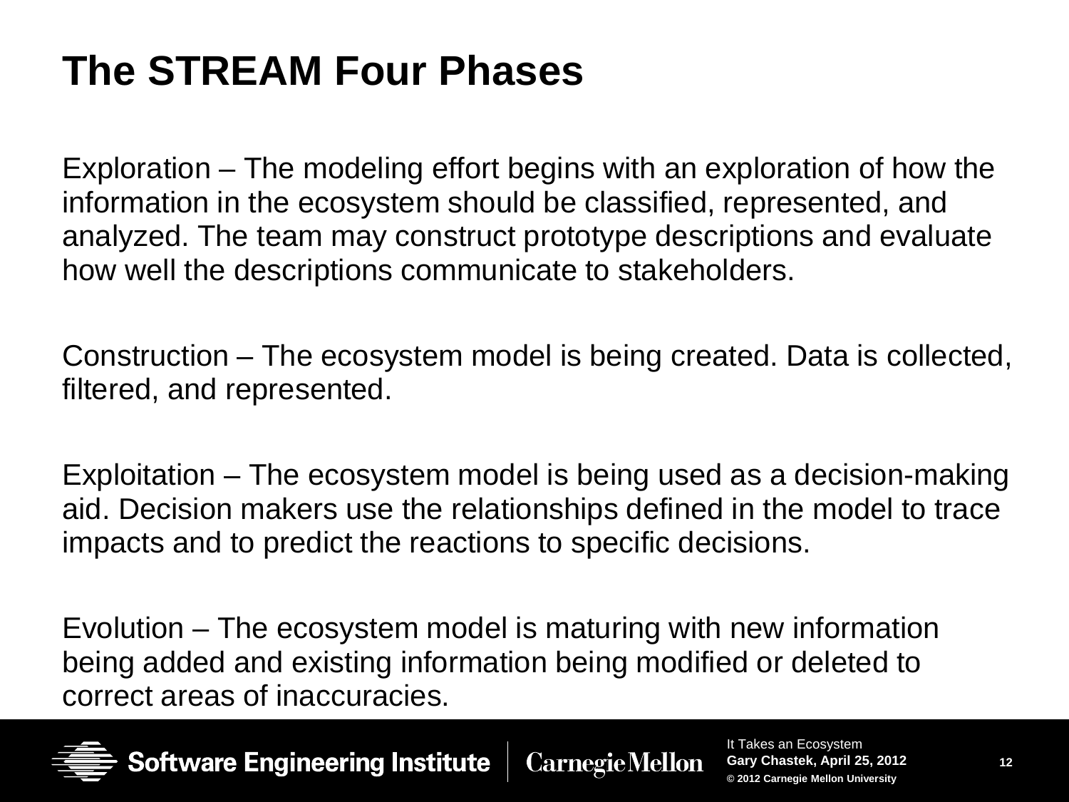# The STREAM Four Phases

Exploration – The modeling effort begins with an exploration of how the information in the ecosystem should be classified, represented, and analyzed. The team may construct prototype descriptions and evaluate how well the descriptions communicate to stakeholders.

Construction – The ecosystem model is being created. Data is collected, filtered, and represented.

Exploitation – The ecosystem model is being used as a decision-making aid. Decision makers use the relationships defined in the model to trace impacts and to predict the reactions to specific decisions.

Evolution – The ecosystem model is maturing with new information being added and existing information being modified or deleted to correct areas of inaccuracies.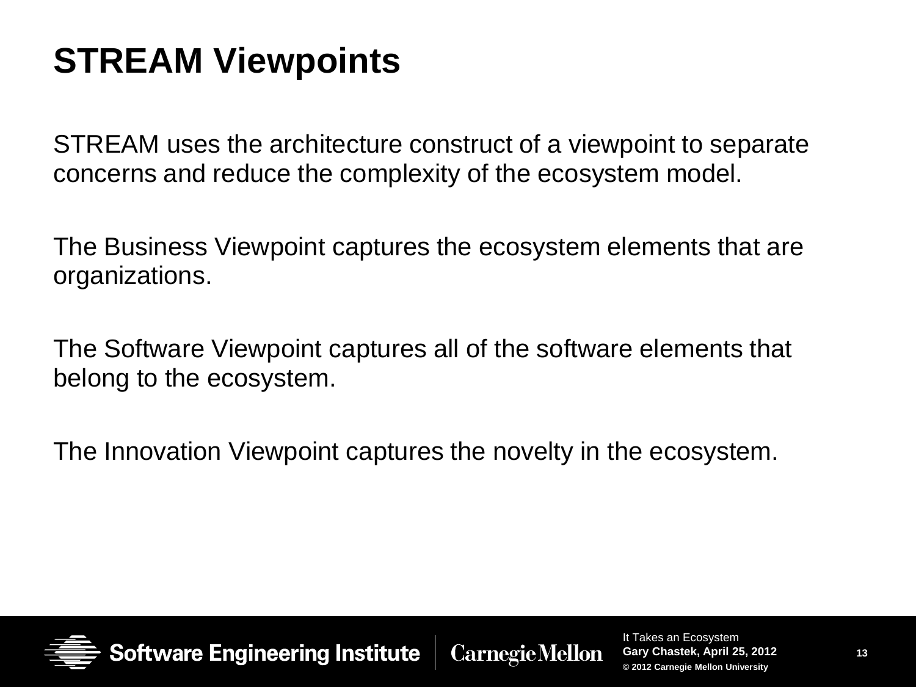# STREAM Viewpoints

STREAM uses the architecture construct of a viewpoint to separate concerns and reduce the complexity of the ecosystem model.

The Business Viewpoint captures the ecosystem elements that are organizations.

The Software Viewpoint captures all of the software elements that belong to the ecosystem.

The Innovation Viewpoint captures the novelty in the ecosystem.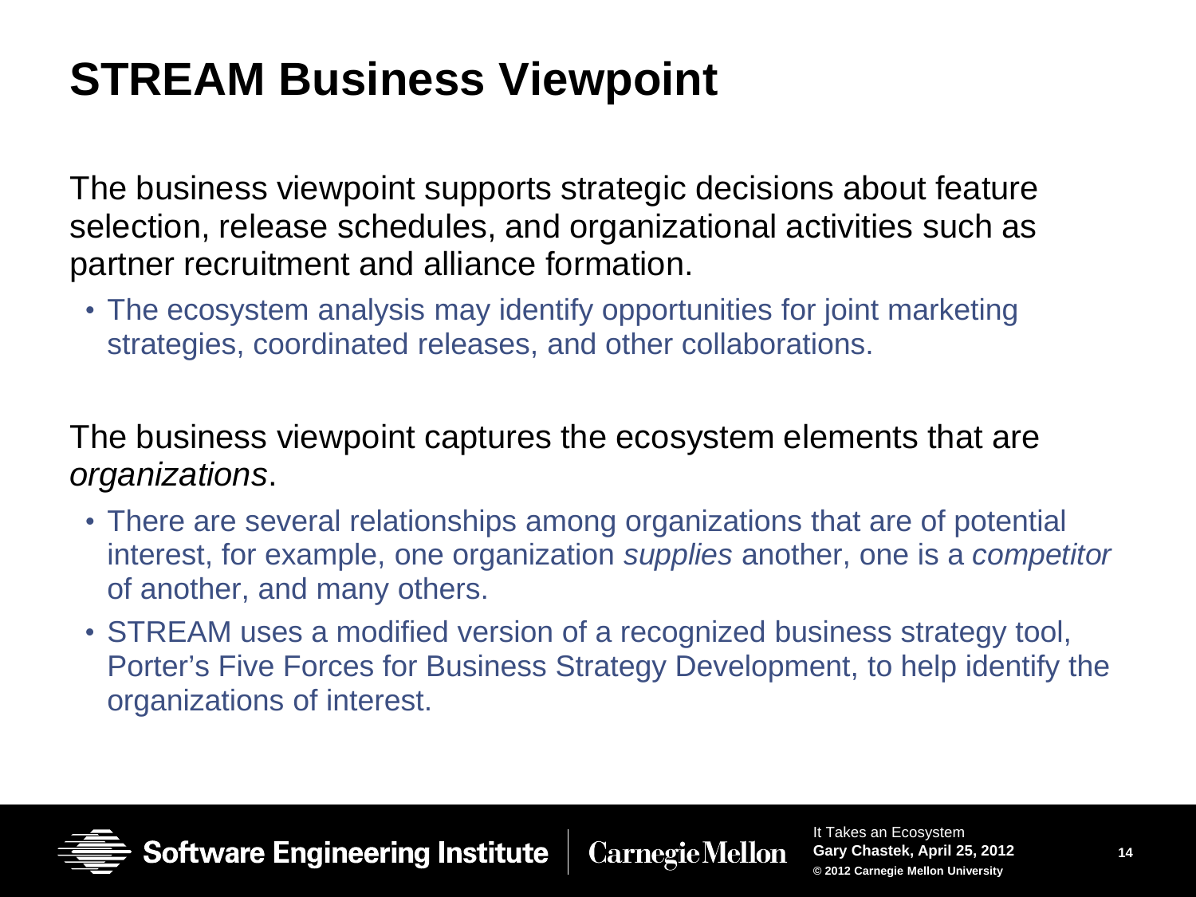# STREAM Business Viewpoint

The business viewpoint supports strategic decisions about feature selection, release schedules, and organizational activities such as partner recruitment and alliance formation.

- The ecosystem analysis may identify opportunities for joint marketing strategies, coordinated releases, and other collaborations.

The business viewpoint captures the ecosystem elements that are *organizations*.

- There are several relationships among organizations that are of potential interest, for example, one organization *supplies* another, one is a *competitor* of another, and many others.
- STREAM uses a modified version of a recognized business strategy tool, Porter's Five Forces for Business Strategy Development, to help identify the organizations of interest.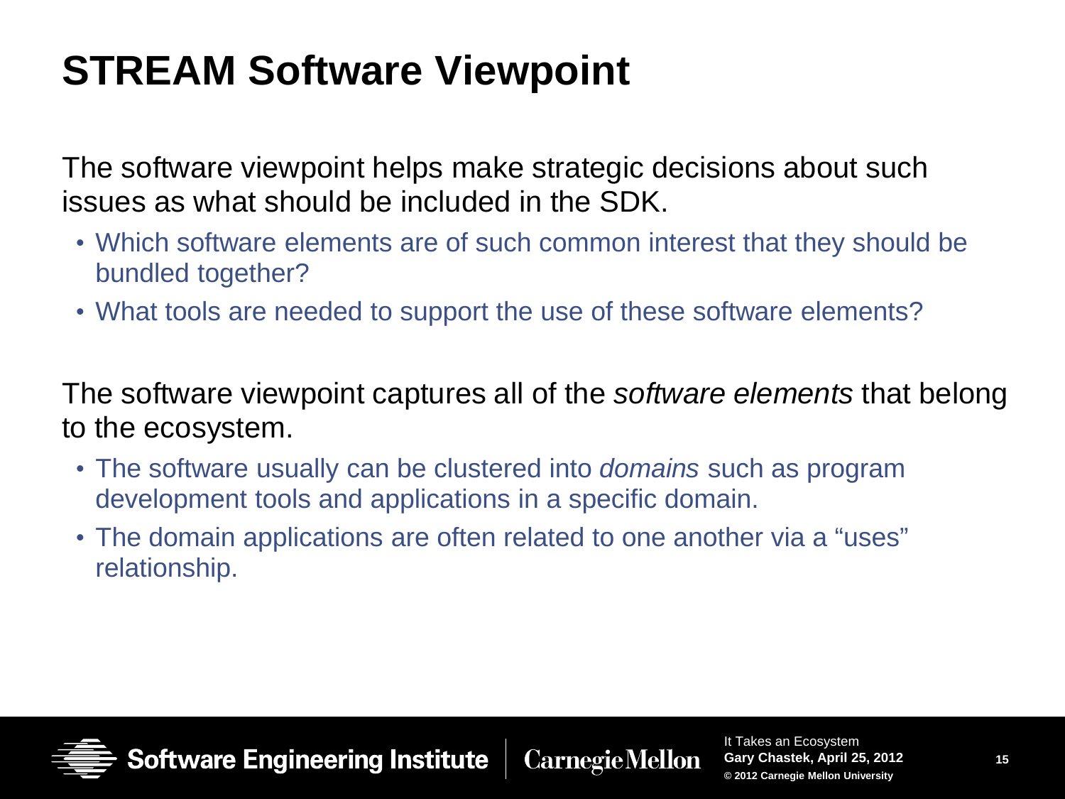# STREAM Software Viewpoint

The software viewpoint helps make strategic decisions about such issues as what should be included in the SDK.

- Which software elements are of such common interest that they should be bundled together?
- What tools are needed to support the use of these software elements?

The software viewpoint captures all of the *software elements* that belong to the ecosystem.

- The software usually can be clustered into *domains* such as program development tools and applications in a specific domain.
- The domain applications are often related to one another via a "uses" relationship.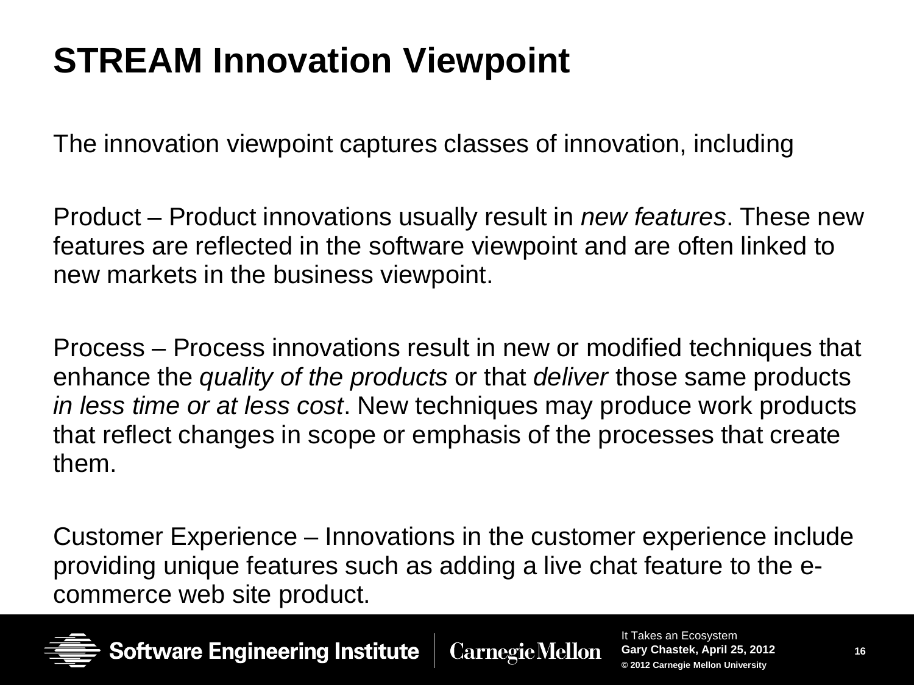# STREAM Innovation Viewpoint

The innovation viewpoint captures classes of innovation, including

Product – Product innovations usually result in *new features*. These new features are reflected in the software viewpoint and are often linked to new markets in the business viewpoint.

Process – Process innovations result in new or modified techniques that enhance the *quality of the products* or that *deliver* those same products *in less time or at less cost*. New techniques may produce work products that reflect changes in scope or emphasis of the processes that create them.

Customer Experience – Innovations in the customer experience include providing unique features such as adding a live chat feature to the e-commerce web site product.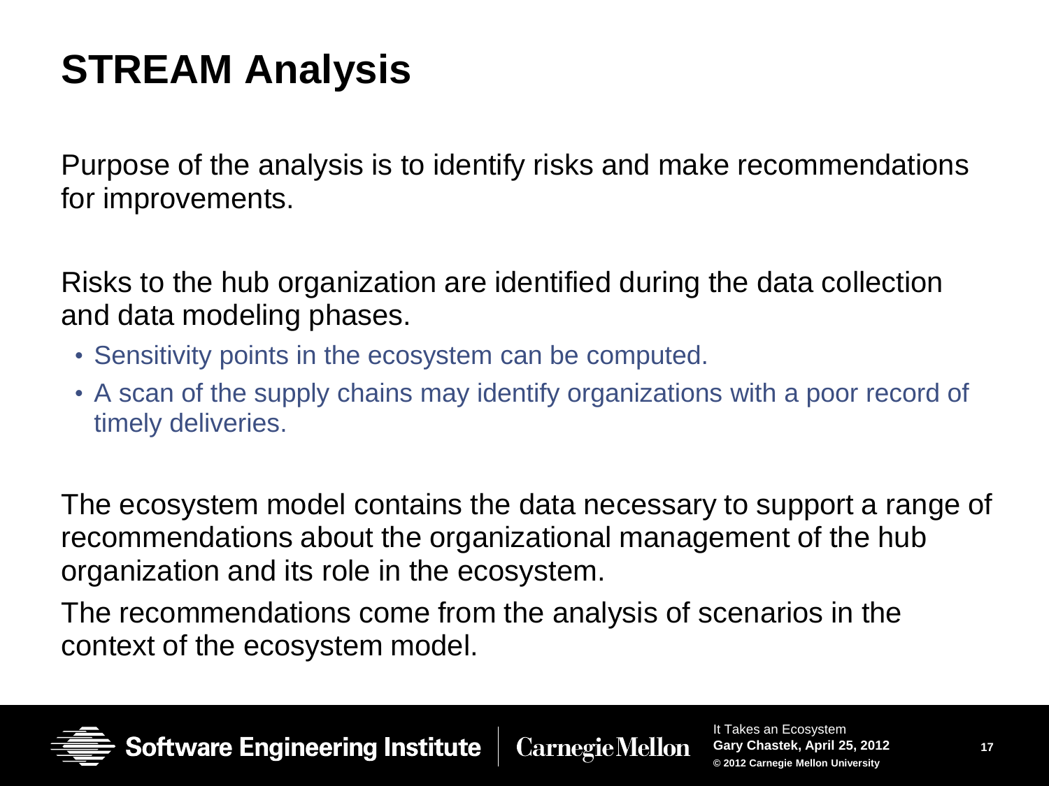# STREAM Analysis

Purpose of the analysis is to identify risks and make recommendations for improvements.

Risks to the hub organization are identified during the data collection and data modeling phases.

- Sensitivity points in the ecosystem can be computed.
- A scan of the supply chains may identify organizations with a poor record of timely deliveries.

The ecosystem model contains the data necessary to support a range of recommendations about the organizational management of the hub organization and its role in the ecosystem.

The recommendations come from the analysis of scenarios in the context of the ecosystem model.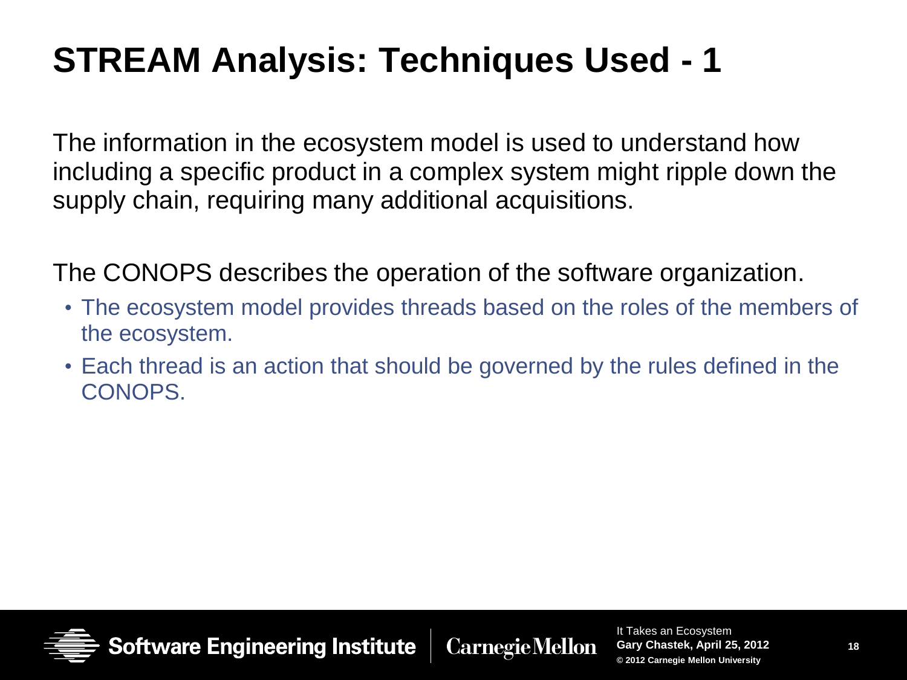# STREAM Analysis: Techniques Used - 1

The information in the ecosystem model is used to understand how including a specific product in a complex system might ripple down the supply chain, requiring many additional acquisitions.

The CONOPS describes the operation of the software organization.

- The ecosystem model provides threads based on the roles of the members of the ecosystem.
- Each thread is an action that should be governed by the rules defined in the CONOPS.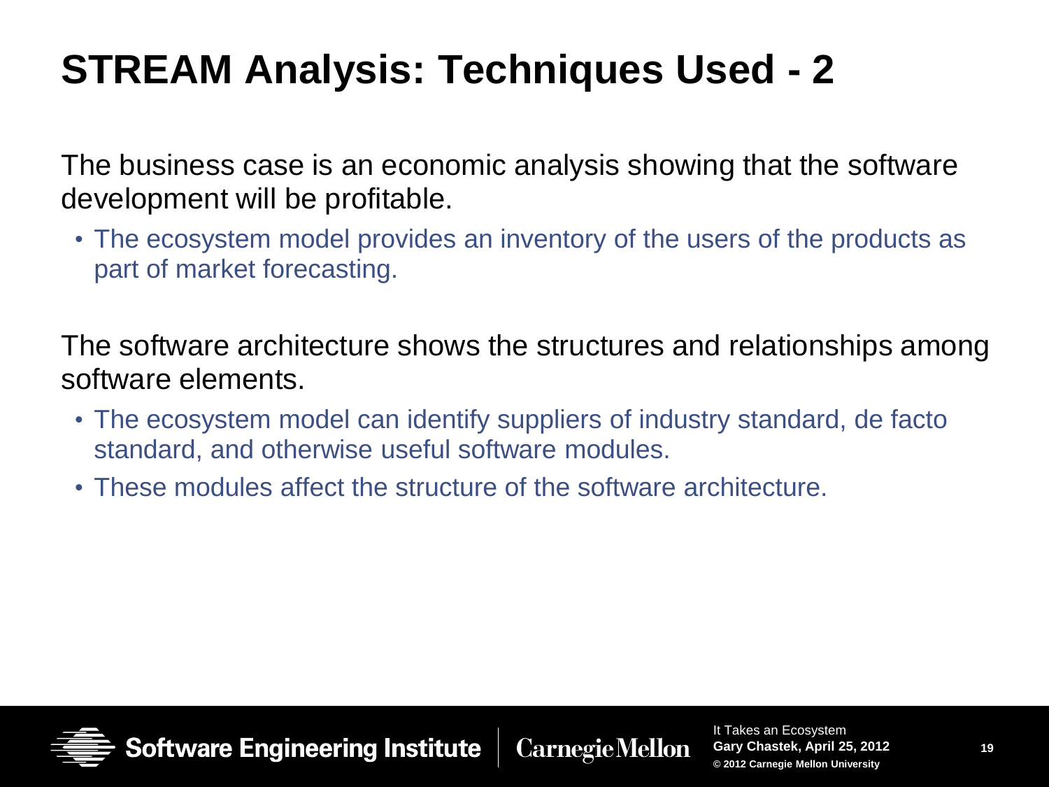# STREAM Analysis: Techniques Used - 2

The business case is an economic analysis showing that the software development will be profitable.

- The ecosystem model provides an inventory of the users of the products as part of market forecasting.

The software architecture shows the structures and relationships among software elements.

- The ecosystem model can identify suppliers of industry standard, de facto standard, and otherwise useful software modules.
- These modules affect the structure of the software architecture.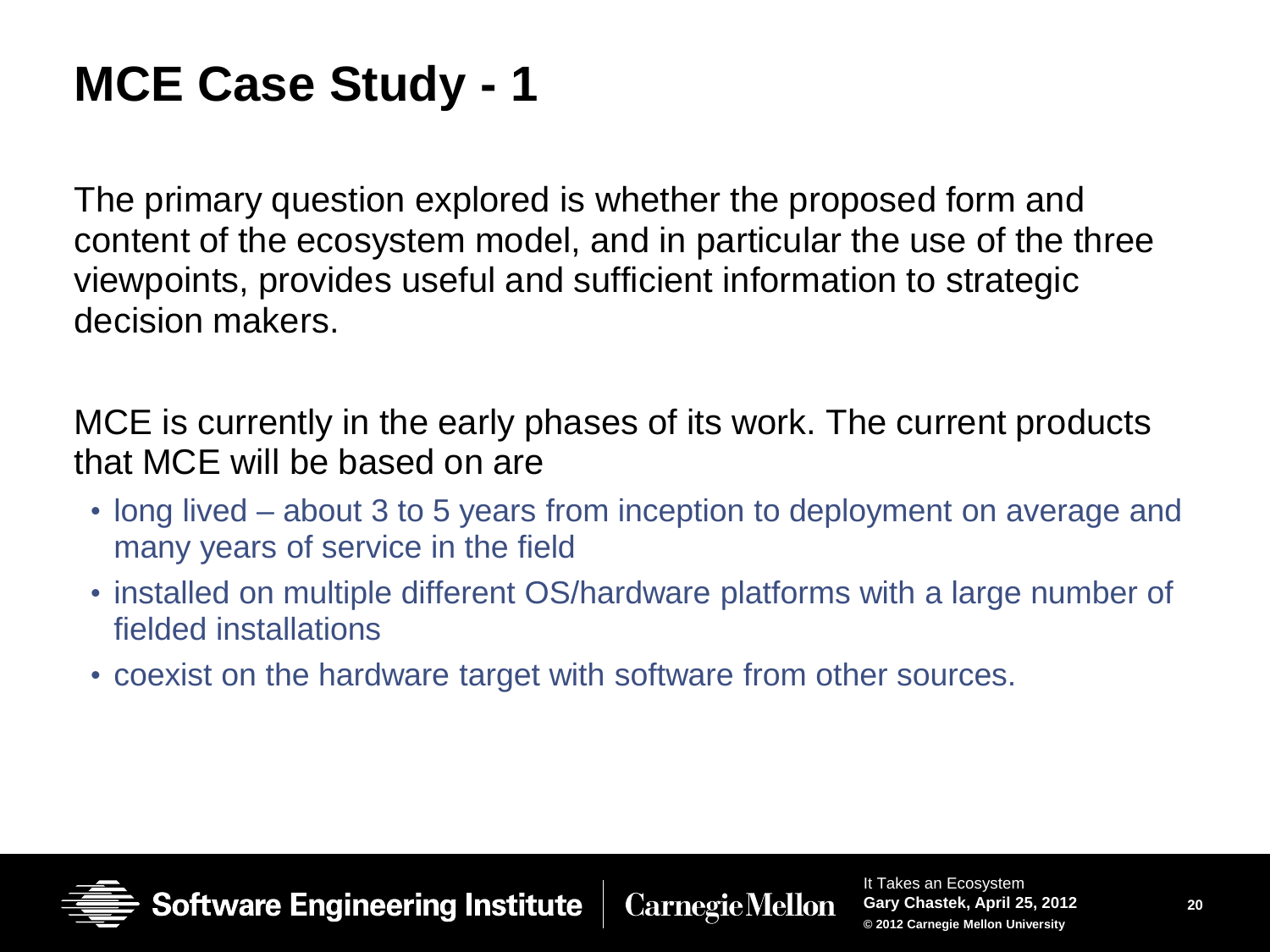# MCE Case Study - 1

The primary question explored is whether the proposed form and content of the ecosystem model, and in particular the use of the three viewpoints, provides useful and sufficient information to strategic decision makers.

MCE is currently in the early phases of its work. The current products that MCE will be based on are

- long lived – about 3 to 5 years from inception to deployment on average and many years of service in the field
- installed on multiple different OS/hardware platforms with a large number of fielded installations
- coexist on the hardware target with software from other sources.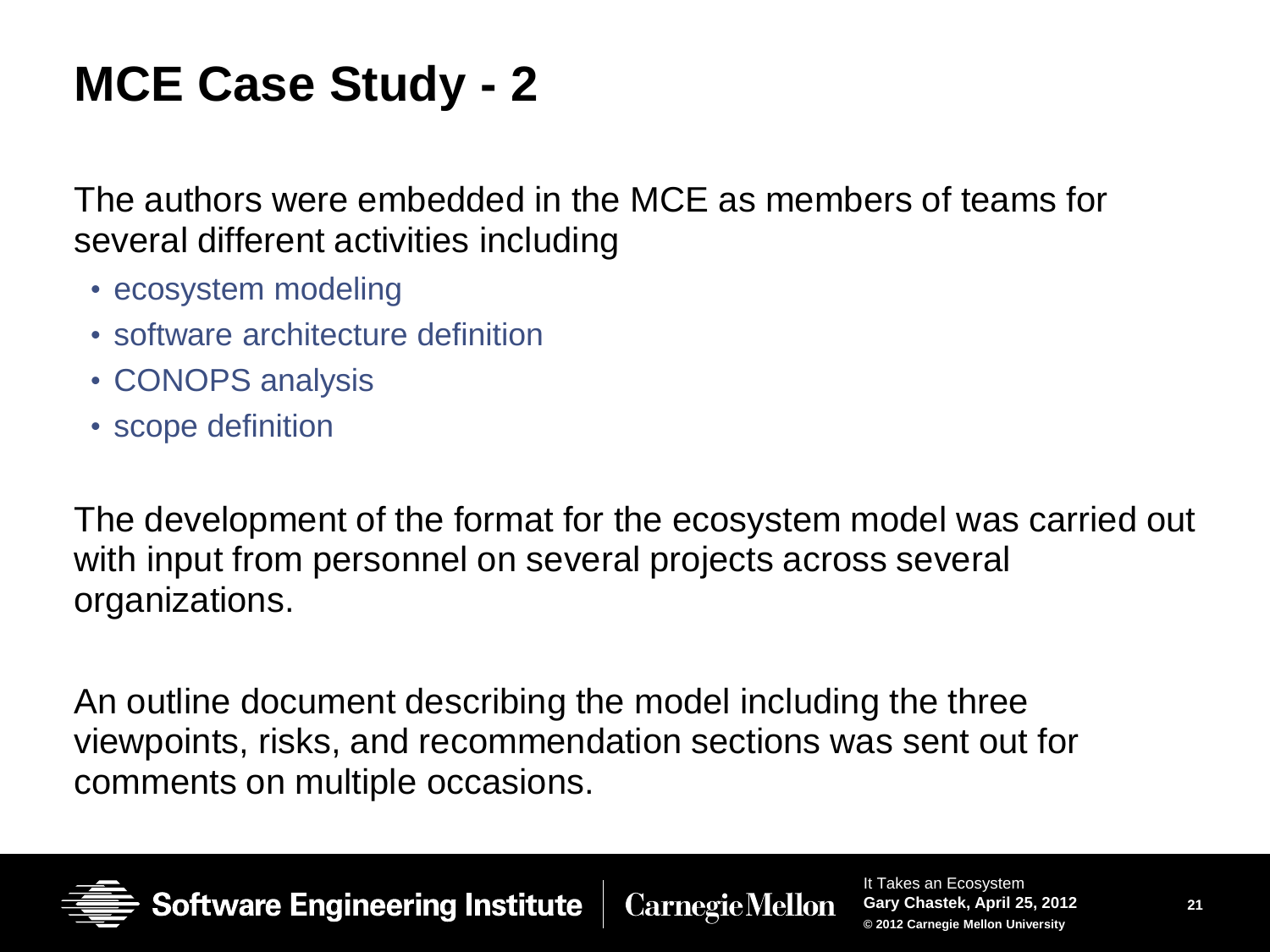# MCE Case Study - 2

The authors were embedded in the MCE as members of teams for several different activities including

- ecosystem modeling
- software architecture definition
- CONOPS analysis
- scope definition

The development of the format for the ecosystem model was carried out with input from personnel on several projects across several organizations.

An outline document describing the model including the three viewpoints, risks, and recommendation sections was sent out for comments on multiple occasions.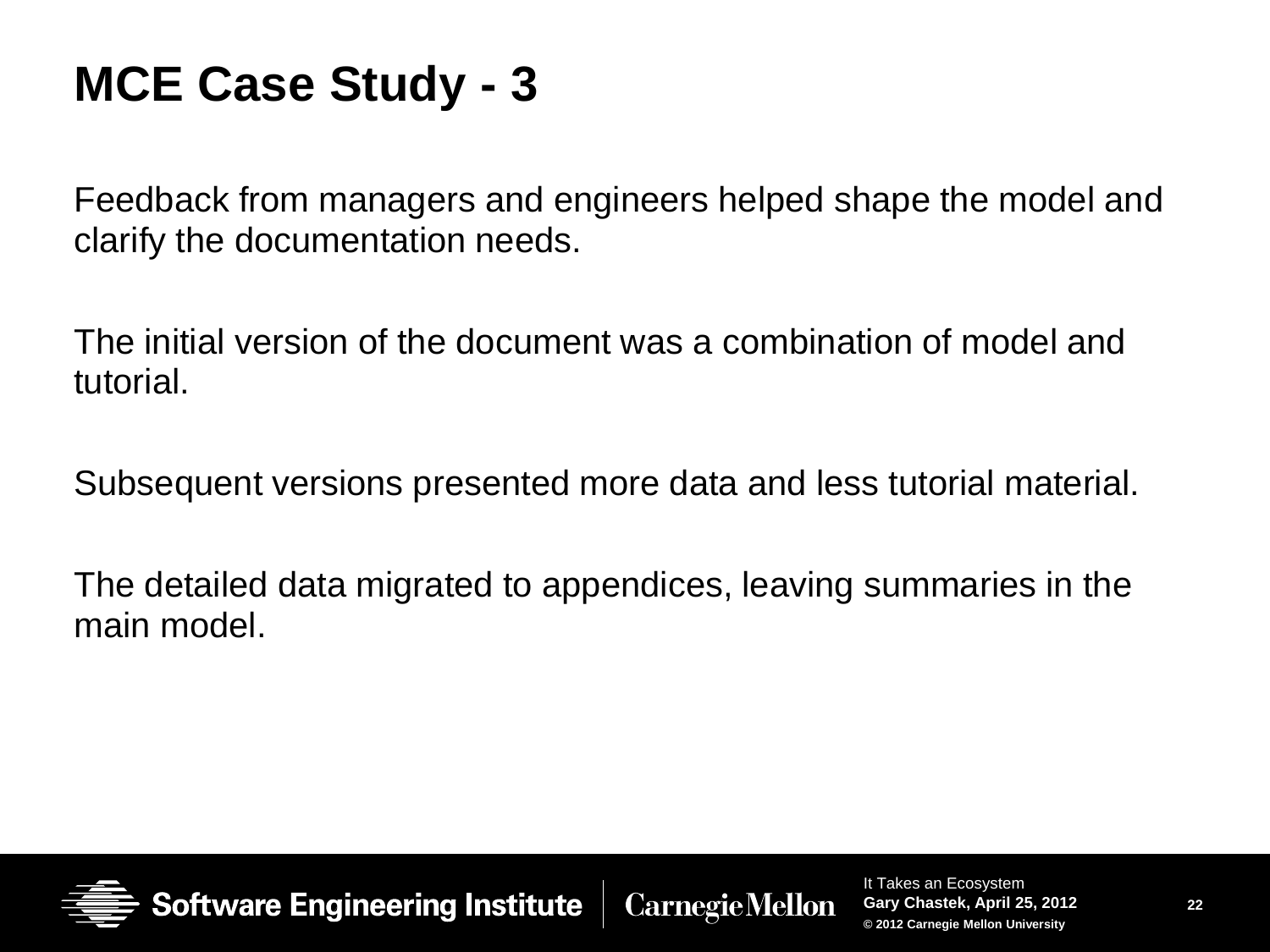# MCE Case Study - 3

Feedback from managers and engineers helped shape the model and clarify the documentation needs.

The initial version of the document was a combination of model and tutorial.

Subsequent versions presented more data and less tutorial material.

The detailed data migrated to appendices, leaving summaries in the main model.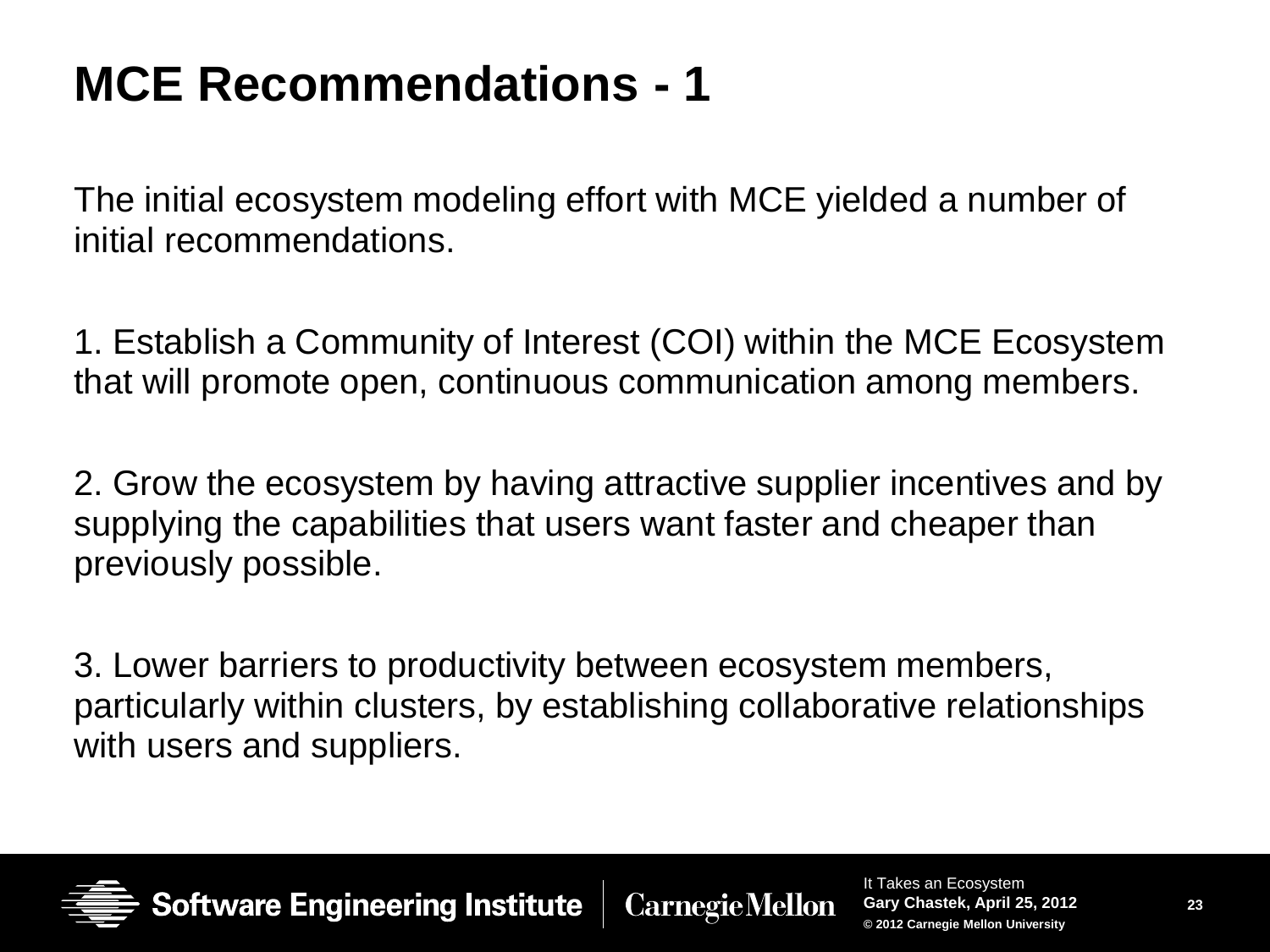# MCE Recommendations - 1

The initial ecosystem modeling effort with MCE yielded a number of initial recommendations.

1. Establish a Community of Interest (COI) within the MCE Ecosystem that will promote open, continuous communication among members.

2. Grow the ecosystem by having attractive supplier incentives and by supplying the capabilities that users want faster and cheaper than previously possible.

3. Lower barriers to productivity between ecosystem members, particularly within clusters, by establishing collaborative relationships with users and suppliers.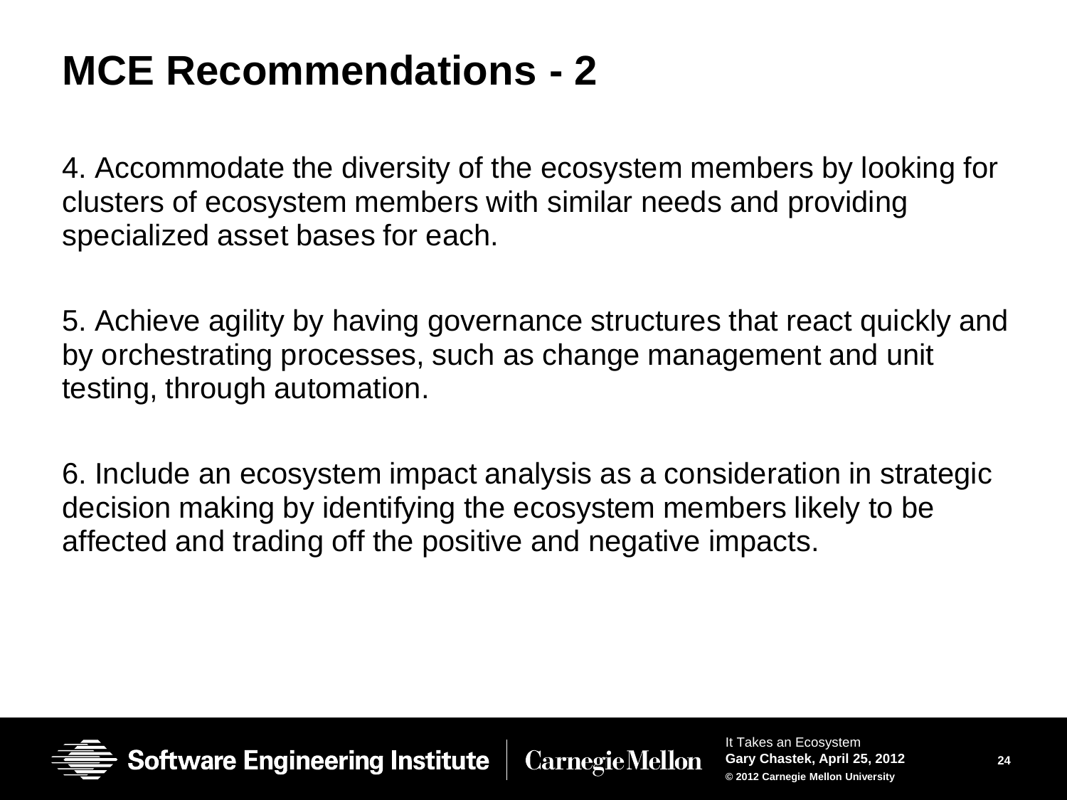# MCE Recommendations - 2

4. Accommodate the diversity of the ecosystem members by looking for clusters of ecosystem members with similar needs and providing specialized asset bases for each.

5. Achieve agility by having governance structures that react quickly and by orchestrating processes, such as change management and unit testing, through automation.

6. Include an ecosystem impact analysis as a consideration in strategic decision making by identifying the ecosystem members likely to be affected and trading off the positive and negative impacts.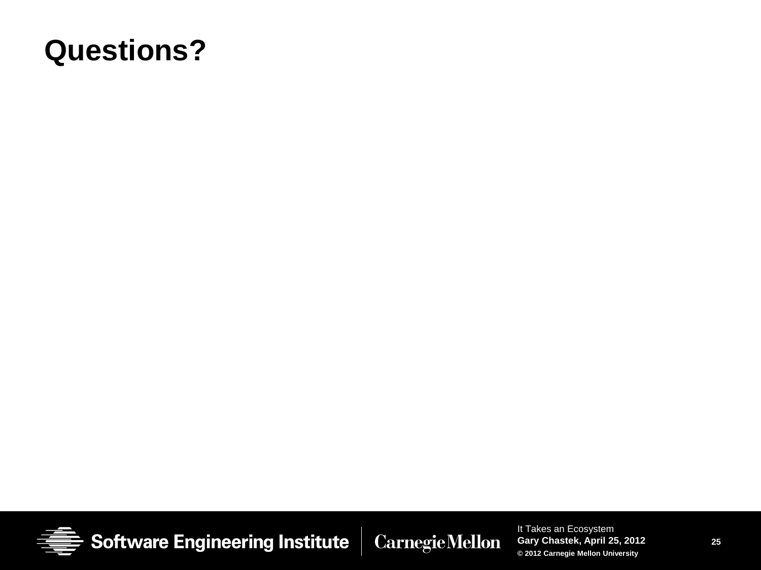# Questions?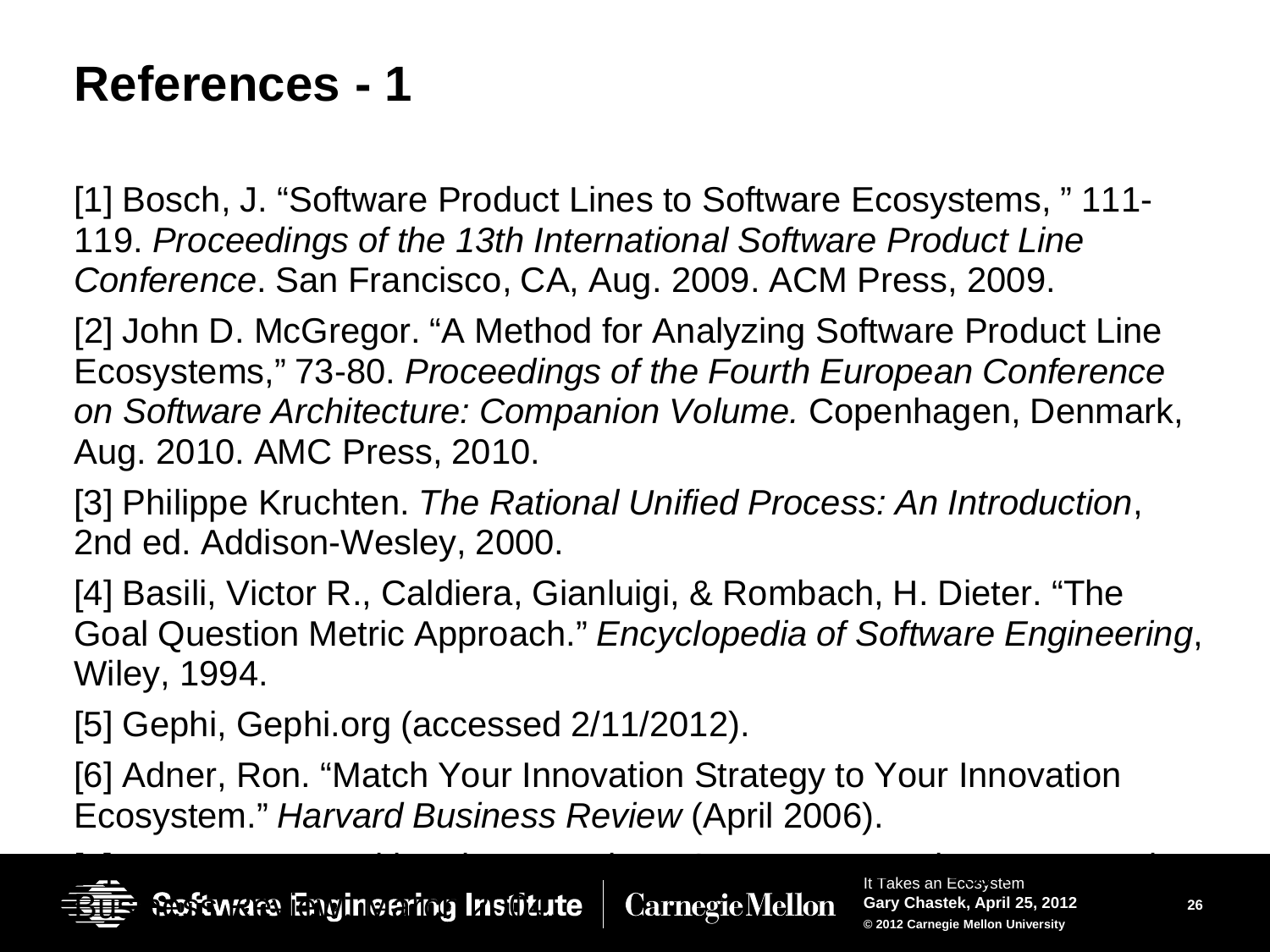# References - 1

[1] Bosch, J. "Software Product Lines to Software Ecosystems, " 111-119. *Proceedings of the 13th International Software Product Line Conference*. San Francisco, CA, Aug. 2009. ACM Press, 2009.

[2] John D. McGregor. "A Method for Analyzing Software Product Line Ecosystems," 73-80. *Proceedings of the Fourth European Conference on Software Architecture: Companion Volume.* Copenhagen, Denmark, Aug. 2010. AMC Press, 2010.

[3] Philippe Kruchten. *The Rational Unified Process: An Introduction*, 2nd ed. Addison-Wesley, 2000.

[4] Basili, Victor R., Caldiera, Gianluigi, & Rombach, H. Dieter. "The Goal Question Metric Approach." *Encyclopedia of Software Engineering*, Wiley, 1994.

[5] Gephi, Gephi.org (accessed 2/11/2012).

[6] Adner, Ron. "Match Your Innovation Strategy to Your Innovation Ecosystem." *Harvard Business Review* (April 2006).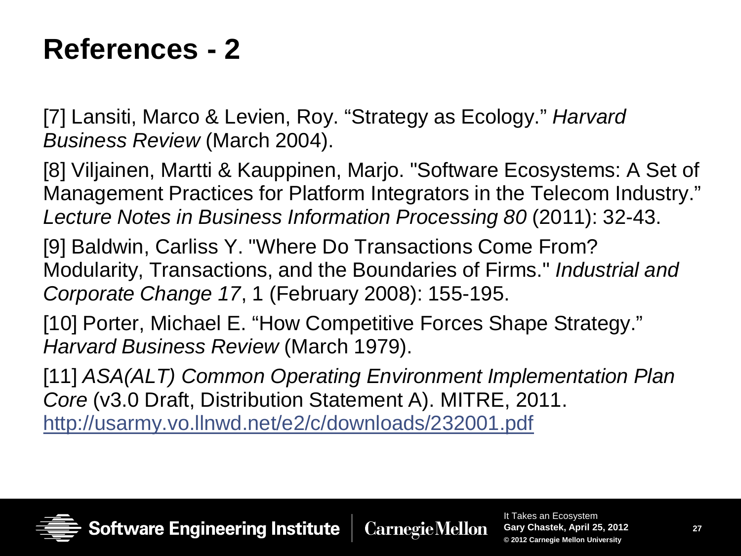# References - 2

[7] Lansiti, Marco & Levien, Roy. "Strategy as Ecology." *Harvard Business Review* (March 2004).

[8] Viljainen, Martti & Kauppinen, Marjo. "Software Ecosystems: A Set of Management Practices for Platform Integrators in the Telecom Industry." *Lecture Notes in Business Information Processing 80* (2011): 32-43.

[9] Baldwin, Carliss Y. "Where Do Transactions Come From? Modularity, Transactions, and the Boundaries of Firms." *Industrial and Corporate Change 17*, 1 (February 2008): 155-195.

[10] Porter, Michael E. "How Competitive Forces Shape Strategy." *Harvard Business Review* (March 1979).

[11] *ASA(ALT) Common Operating Environment Implementation Plan Core* (v3.0 Draft, Distribution Statement A). MITRE, 2011. http://usarmy.vo.llnwd.net/e2/c/downloads/232001.pdf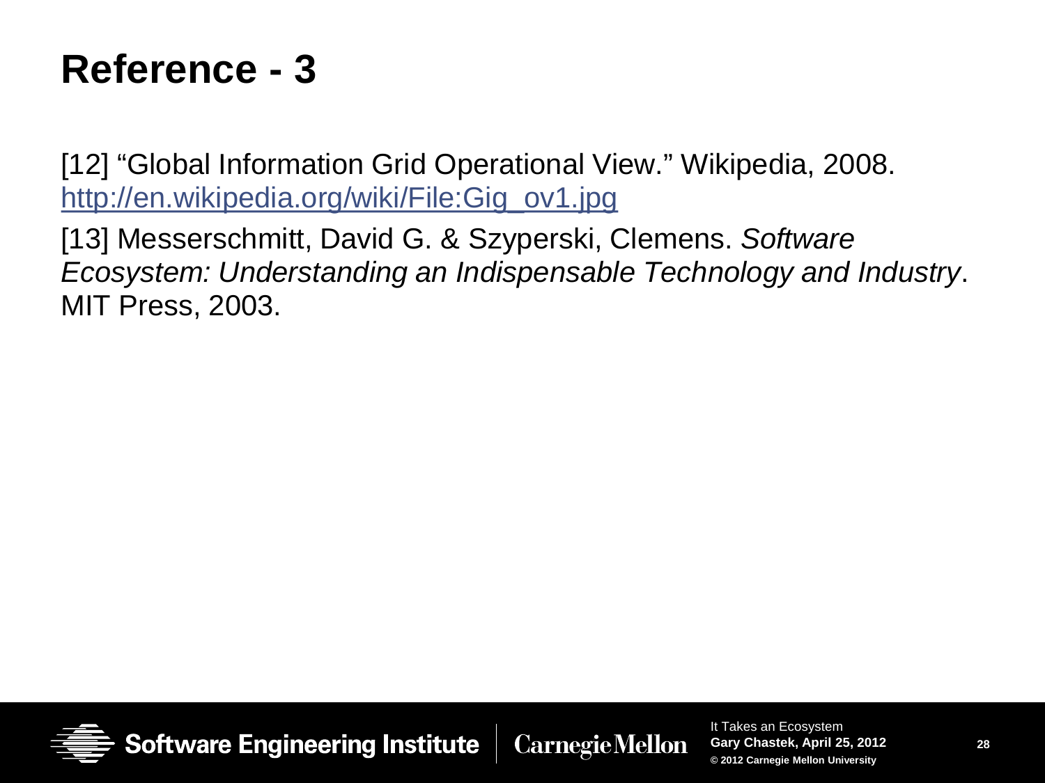# Reference - 3

[12] "Global Information Grid Operational View." Wikipedia, 2008. [http://en.wikipedia.org/wiki/File:Gig_ov1.jpg](http://en.wikipedia.org/wiki/File:Gig_ov1.jpg)

[13] Messerschmitt, David G. & Szyperski, Clemens. *Software Ecosystem: Understanding an Indispensable Technology and Industry*. MIT Press, 2003.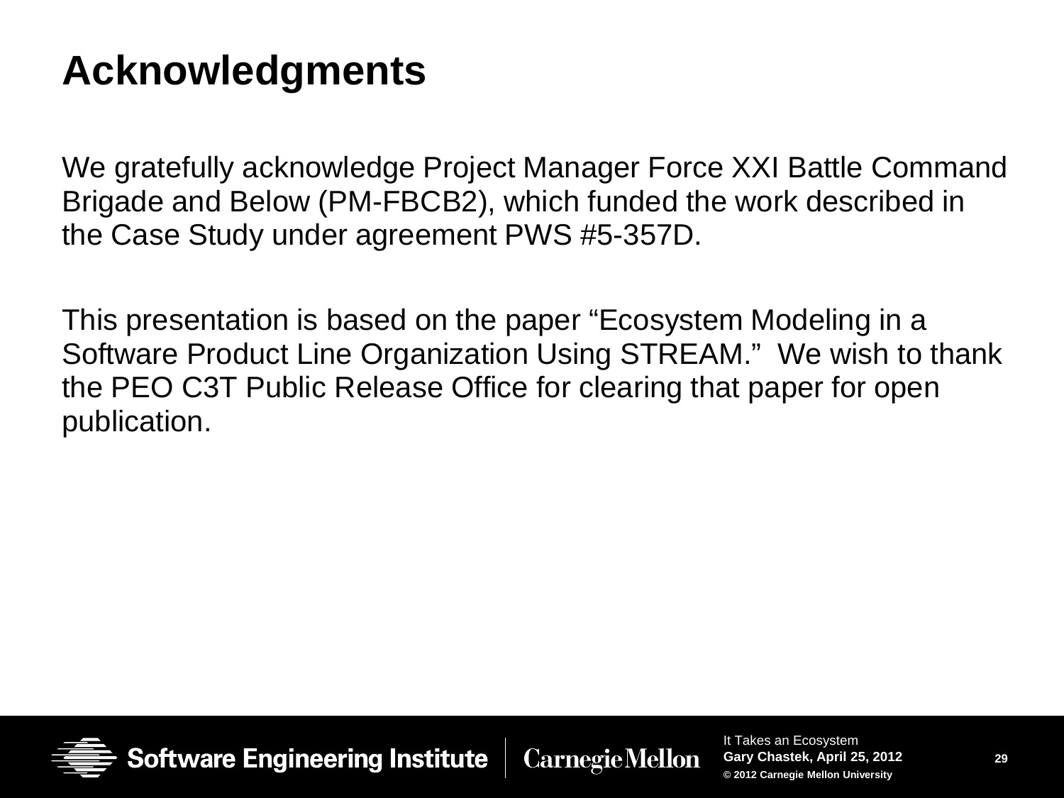# Acknowledgments

We gratefully acknowledge Project Manager Force XXI Battle Command Brigade and Below (PM-FBCB2), which funded the work described in the Case Study under agreement PWS #5-357D.

This presentation is based on the paper "Ecosystem Modeling in a Software Product Line Organization Using STREAM." We wish to thank the PEO C3T Public Release Office for clearing that paper for open publication.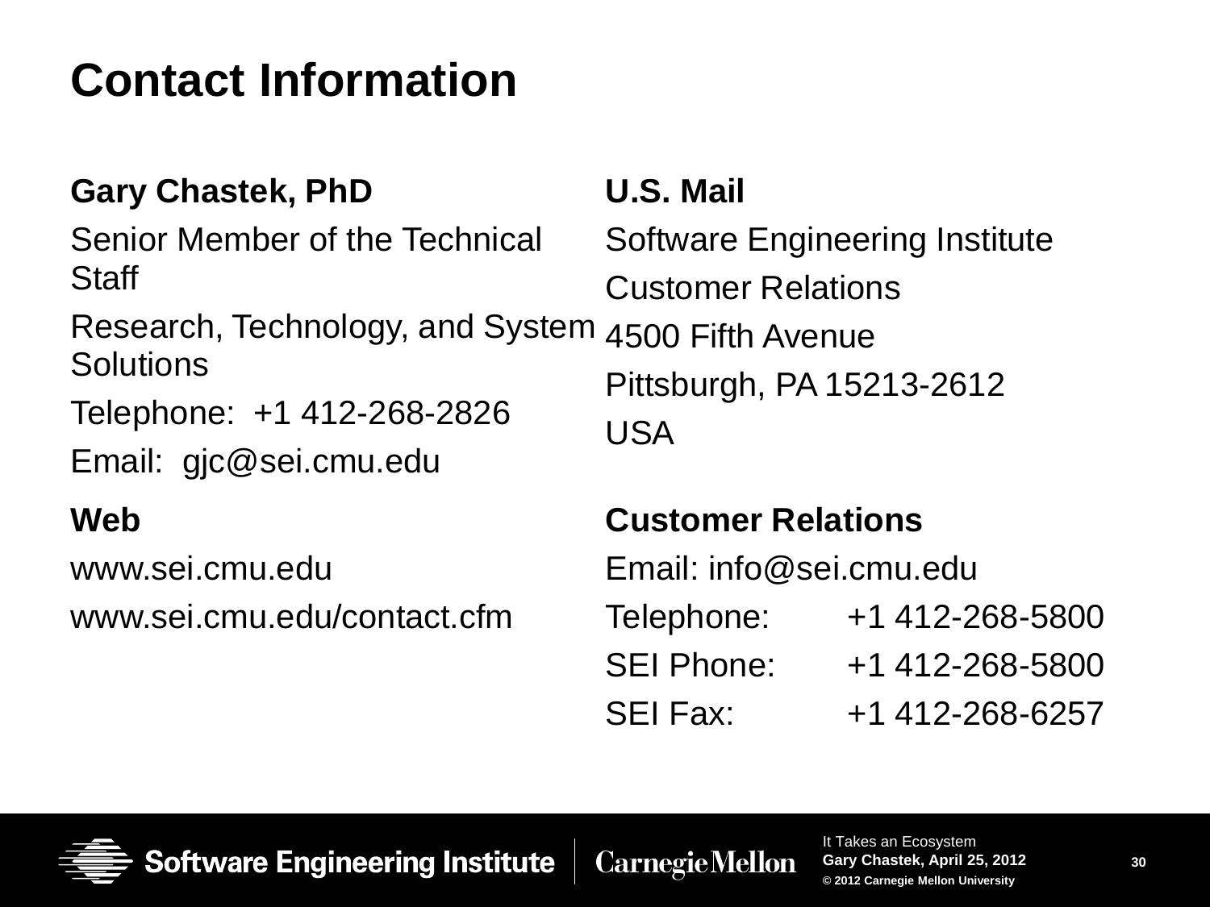# Contact Information

**Gary Chastek, PhD**

Senior Member of the Technical Staff

Research, Technology, and System Solutions

Telephone: +1 412-268-2826

Email: gjc@sei.cmu.edu

**U.S. Mail**

Software Engineering Institute

Customer Relations

4500 Fifth Avenue

Pittsburgh, PA 15213-2612

USA

**Web**

www.sei.cmu.edu

www.sei.cmu.edu/contact.cfm

**Customer Relations**

Email: info@sei.cmu.edu

Telephone: +1 412-268-5800

SEI Phone: +1 412-268-5800

SEI Fax: +1 412-268-6257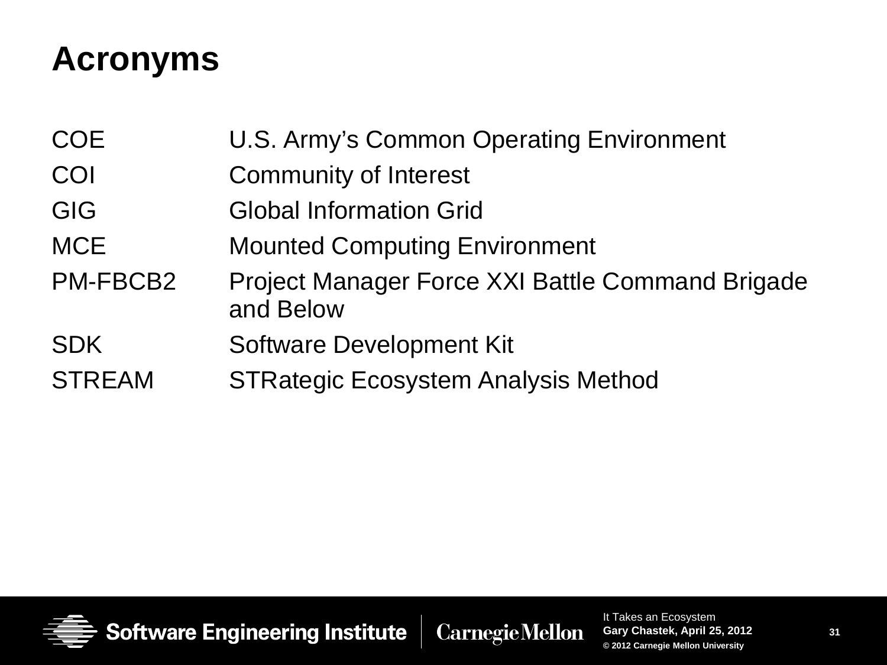# Acronyms

| | |
|---|---|
| COE | U.S. Army's Common Operating Environment |
| COI | Community of Interest |
| GIG | Global Information Grid |
| MCE | Mounted Computing Environment |
| PM-FBCB2 | Project Manager Force XXI Battle Command Brigade and Below |
| SDK | Software Development Kit |
| STREAM | STRategic Ecosystem Analysis Method |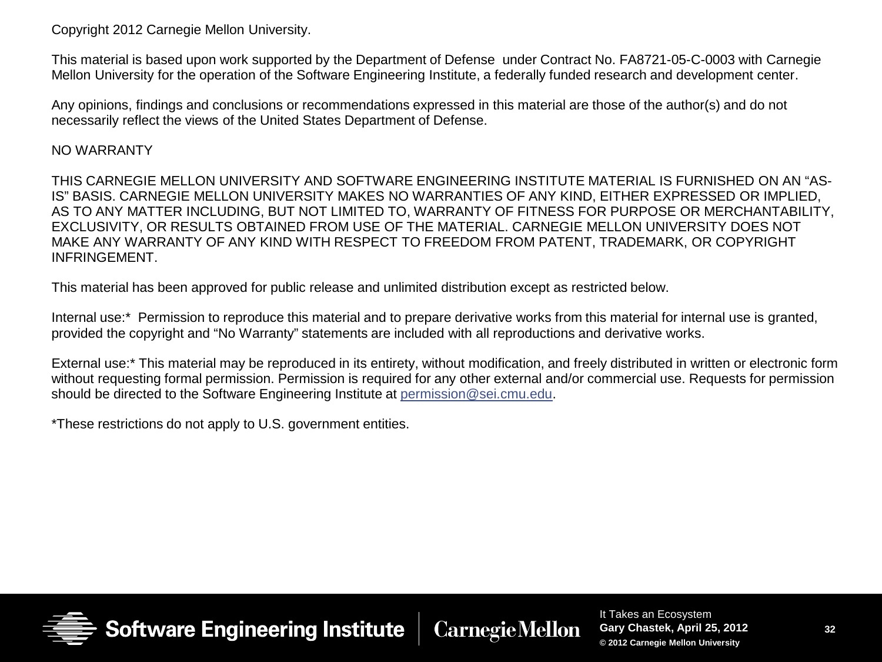Copyright 2012 Carnegie Mellon University.

This material is based upon work supported by the Department of Defense under Contract No. FA8721-05-C-0003 with Carnegie Mellon University for the operation of the Software Engineering Institute, a federally funded research and development center.

Any opinions, findings and conclusions or recommendations expressed in this material are those of the author(s) and do not necessarily reflect the views of the United States Department of Defense.

NO WARRANTY

THIS CARNEGIE MELLON UNIVERSITY AND SOFTWARE ENGINEERING INSTITUTE MATERIAL IS FURNISHED ON AN “AS-IS” BASIS. CARNEGIE MELLON UNIVERSITY MAKES NO WARRANTIES OF ANY KIND, EITHER EXPRESSED OR IMPLIED, AS TO ANY MATTER INCLUDING, BUT NOT LIMITED TO, WARRANTY OF FITNESS FOR PURPOSE OR MERCHANTABILITY, EXCLUSIVITY, OR RESULTS OBTAINED FROM USE OF THE MATERIAL. CARNEGIE MELLON UNIVERSITY DOES NOT MAKE ANY WARRANTY OF ANY KIND WITH RESPECT TO FREEDOM FROM PATENT, TRADEMARK, OR COPYRIGHT INFRINGEMENT.

This material has been approved for public release and unlimited distribution except as restricted below.

Internal use:* Permission to reproduce this material and to prepare derivative works from this material for internal use is granted, provided the copyright and “No Warranty” statements are included with all reproductions and derivative works.

External use:* This material may be reproduced in its entirety, without modification, and freely distributed in written or electronic form without requesting formal permission. Permission is required for any other external and/or commercial use. Requests for permission should be directed to the Software Engineering Institute at permission@sei.cmu.edu.

*These restrictions do not apply to U.S. government entities.